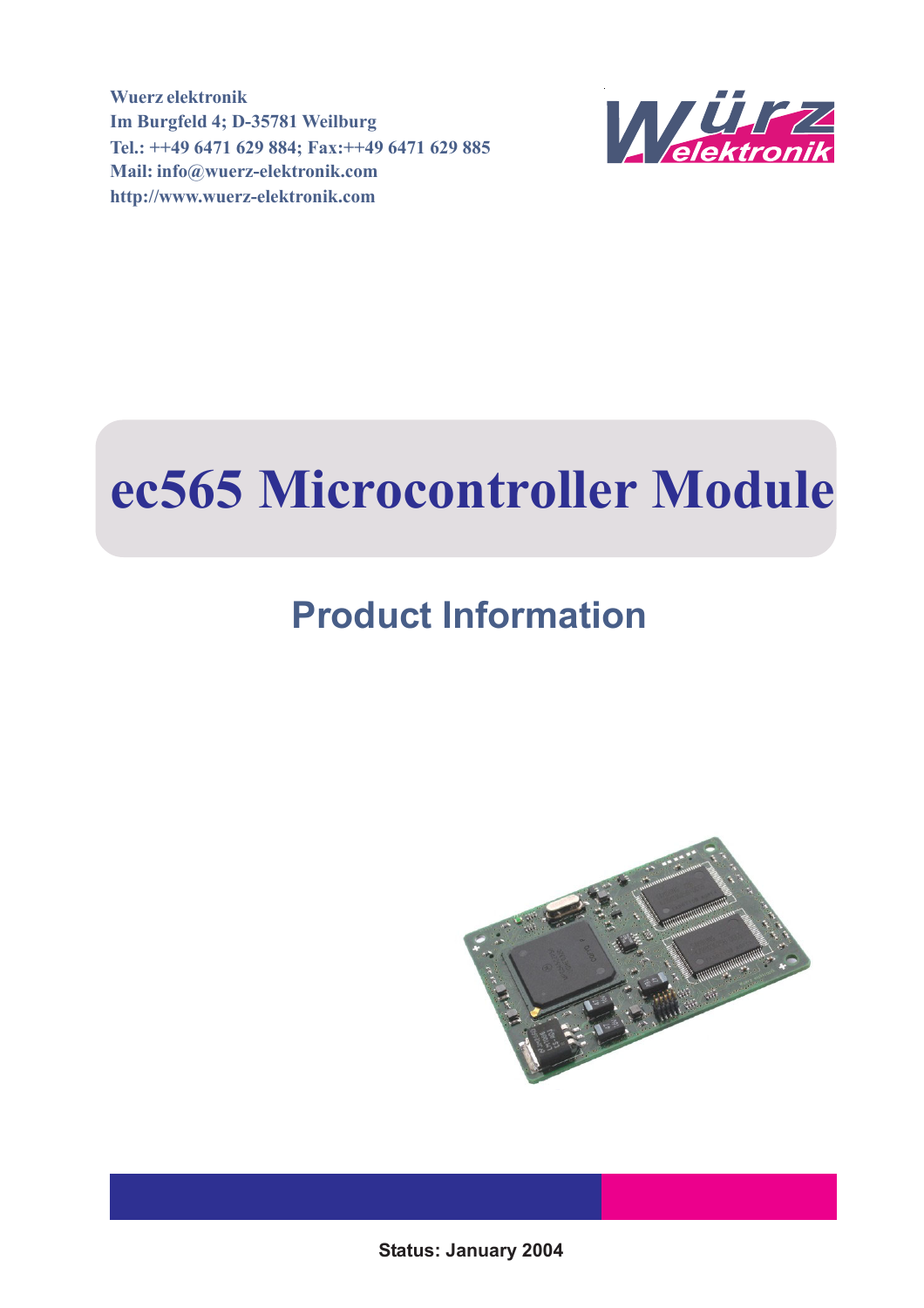**Wuerz elektronik**
**Im Burgfeld 4; D-35781 Weilburg**
**Tel.: ++49 6471 629 884; Fax:++49 6471 629 885**
**Mail: info@wuerz-elektronik.com**
**http://www.wuerz-elektronik.com**

# ec565 Microcontroller Module

## Product Information

**Status: January 2004**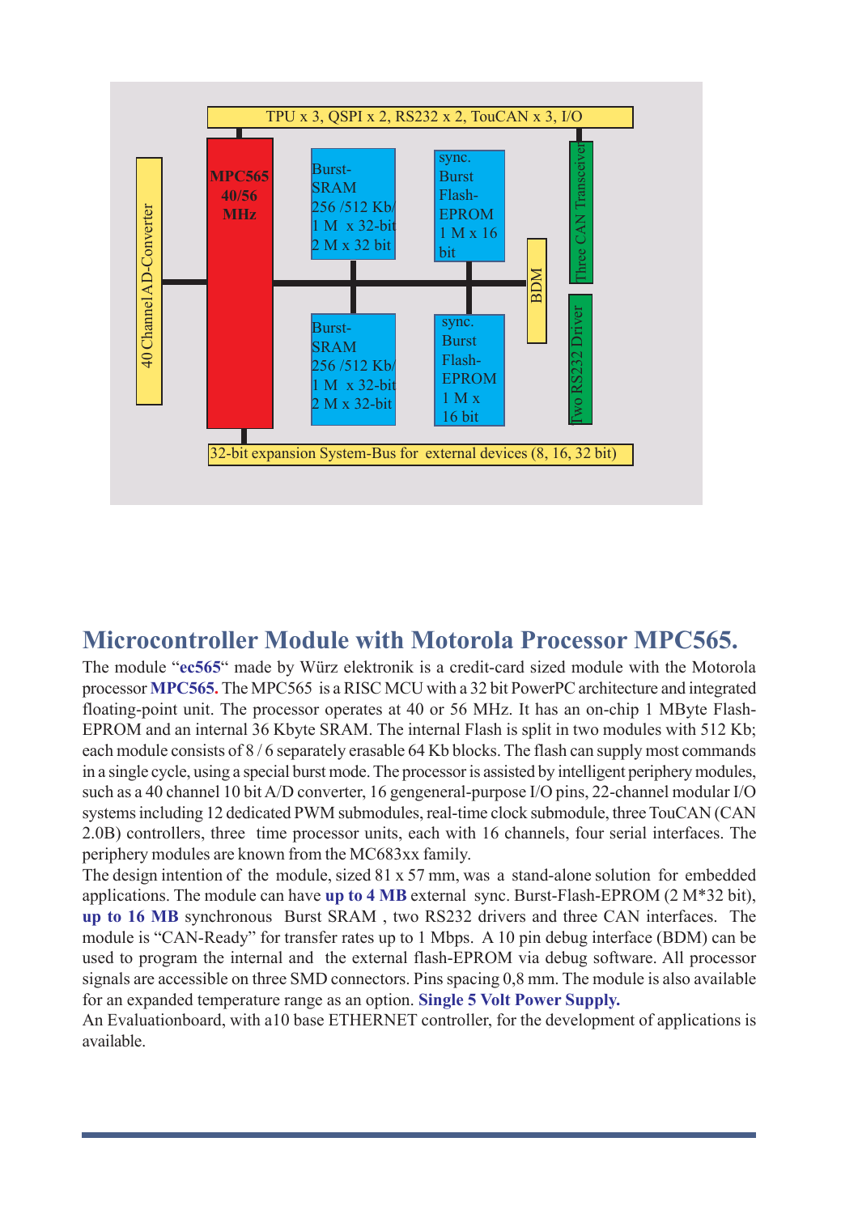TPU x 3, QSPI x 2, RS232 x 2, TouCAN x 3, I/O

40 Channel AD-Converter

**MPC565 40/56 MHz**

Burst-SRAM 256 /512 Kb/ 1 M x 32-bit 2 M x 32 bit

sync. Burst Flash-EPROM 1 M x 16 bit

Burst-SRAM 256 /512 Kb/ 1 M x 32-bit 2 M x 32-bit

sync. Burst Flash-EPROM 1 M x 16 bit

BDM

Three CAN Transceiver

Two RS232 Driver

32-bit expansion System-Bus for external devices (8, 16, 32 bit)

## Microcontroller Module with Motorola Processor MPC565.

The module "**ec565**" made by Würz elektronik is a credit-card sized module with the Motorola processor **MPC565.** The MPC565 is a RISC MCU with a 32 bit PowerPC architecture and integrated floating-point unit. The processor operates at 40 or 56 MHz. It has an on-chip 1 MByte Flash-EPROM and an internal 36 Kbyte SRAM. The internal Flash is split in two modules with 512 Kb; each module consists of 8 / 6 separately erasable 64 Kb blocks. The flash can supply most commands in a single cycle, using a special burst mode. The processor is assisted by intelligent periphery modules, such as a 40 channel 10 bit A/D converter, 16 gengeneral-purpose I/O pins, 22-channel modular I/O systems including 12 dedicated PWM submodules, real-time clock submodule, three TouCAN (CAN 2.0B) controllers, three time processor units, each with 16 channels, four serial interfaces. The periphery modules are known from the MC683xx family.

The design intention of the module, sized 81 x 57 mm, was a stand-alone solution for embedded applications. The module can have **up to 4 MB** external sync. Burst-Flash-EPROM (2 M*32 bit), **up to 16 MB** synchronous Burst SRAM , two RS232 drivers and three CAN interfaces. The module is "CAN-Ready" for transfer rates up to 1 Mbps. A 10 pin debug interface (BDM) can be used to program the internal and the external flash-EPROM via debug software. All processor signals are accessible on three SMD connectors. Pins spacing 0,8 mm. The module is also available for an expanded temperature range as an option. **Single 5 Volt Power Supply.**

An Evaluationboard, with a10 base ETHERNET controller, for the development of applications is available.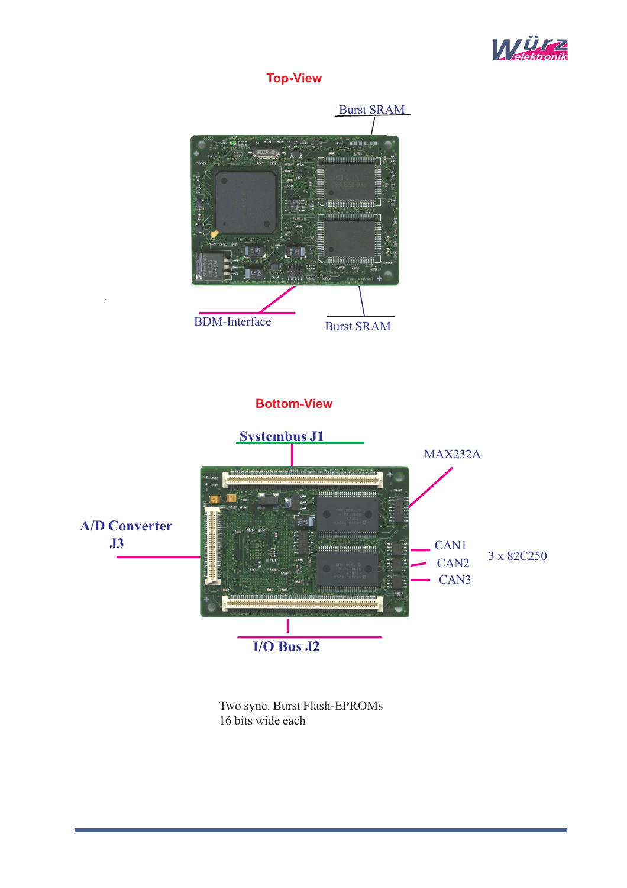## Top-View

Burst SRAM

BDM-Interface

Burst SRAM

## Bottom-View

Systembus J1

MAX232A

A/D Converter J3

CAN1

CAN2

CAN3

3 x 82C250

I/O Bus J2

Two sync. Burst Flash-EPROMs
16 bits wide each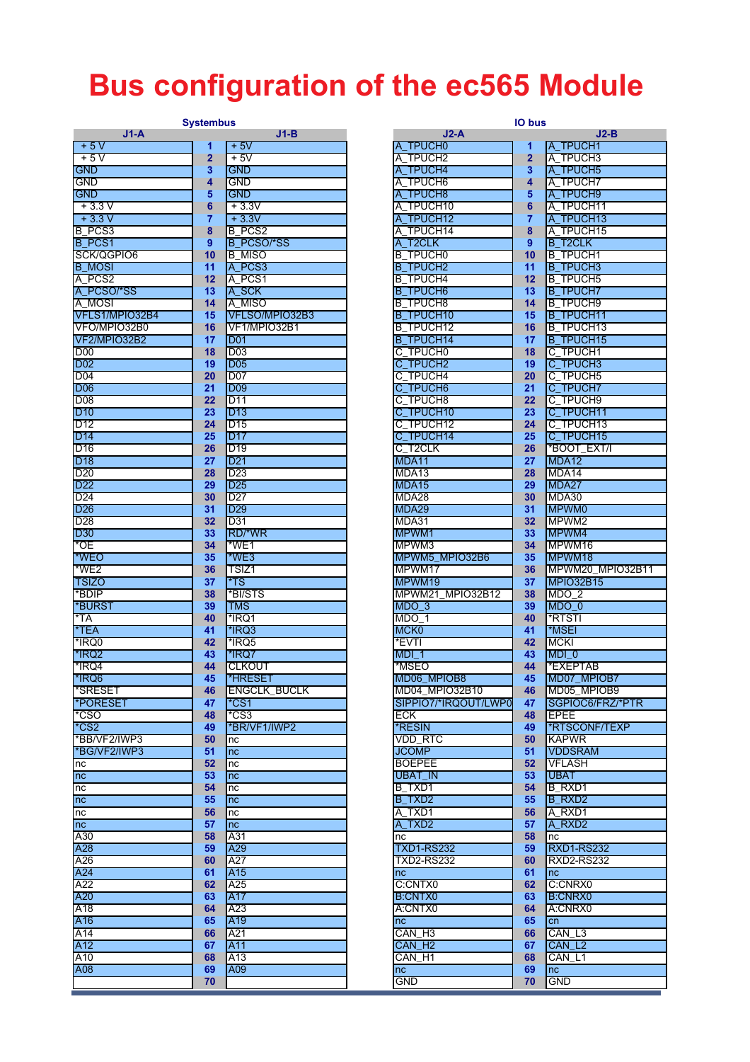# Bus configuration of the ec565 Module

## Systembus

| J1-A | | J1-B |
|---|---|---|
| + 5 V | 1 | + 5V |
| + 5 V | 2 | + 5V |
| GND | 3 | GND |
| GND | 4 | GND |
| GND | 5 | GND |
| + 3.3 V | 6 | + 3.3V |
| + 3.3 V | 7 | + 3.3V |
| B_PCS3 | 8 | B_PCS2 |
| B_PCS1 | 9 | B_PCSO/*SS |
| SCK/QGPIO6 | 10 | B_MISO |
| B_MOSI | 11 | A_PCS3 |
| A_PCS2 | 12 | A_PCS1 |
| A_PCSO/*SS | 13 | A_SCK |
| A_MOSI | 14 | A_MISO |
| VFLS1/MPIO32B4 | 15 | VFLSO/MPIO32B3 |
| VFO/MPIO32B0 | 16 | VF1/MPIO32B1 |
| VF2/MPIO32B2 | 17 | D01 |
| D00 | 18 | D03 |
| D02 | 19 | D05 |
| D04 | 20 | D07 |
| D06 | 21 | D09 |
| D08 | 22 | D11 |
| D10 | 23 | D13 |
| D12 | 24 | D15 |
| D14 | 25 | D17 |
| D16 | 26 | D19 |
| D18 | 27 | D21 |
| D20 | 28 | D23 |
| D22 | 29 | D25 |
| D24 | 30 | D27 |
| D26 | 31 | D29 |
| D28 | 32 | D31 |
| D30 | 33 | RD/*WR |
| *OE | 34 | *WE1 |
| *WEO | 35 | *WE3 |
| *WE2 | 36 | TSIZ1 |
| TSIZO | 37 | *TS |
| *BDIP | 38 | *BI/STS |
| *BURST | 39 | TMS |
| *TA | 40 | *IRQ1 |
| *TEA | 41 | *IRQ3 |
| *IRQ0 | 42 | *IRQ5 |
| *IRQ2 | 43 | *IRQ7 |
| *IRQ4 | 44 | CLKOUT |
| *IRQ6 | 45 | *HRESET |
| *SRESET | 46 | ENGCLK_BUCLK |
| *PORESET | 47 | *CS1 |
| *CSO | 48 | *CS3 |
| *CS2 | 49 | *BR/VF1/IWP2 |
| *BB/VF2/IWP3 | 50 | nc |
| *BG/VF2/IWP3 | 51 | nc |
| nc | 52 | nc |
| nc | 53 | nc |
| nc | 54 | nc |
| nc | 55 | nc |
| nc | 56 | nc |
| nc | 57 | nc |
| A30 | 58 | A31 |
| A28 | 59 | A29 |
| A26 | 60 | A27 |
| A24 | 61 | A15 |
| A22 | 62 | A25 |
| A20 | 63 | A17 |
| A18 | 64 | A23 |
| A16 | 65 | A19 |
| A14 | 66 | A21 |
| A12 | 67 | A11 |
| A10 | 68 | A13 |
| A08 | 69 | A09 |
| | 70 | |

## IO bus

| J2-A | | J2-B |
|---|---|---|
| A_TPUCH0 | 1 | A_TPUCH1 |
| A_TPUCH2 | 2 | A_TPUCH3 |
| A_TPUCH4 | 3 | A_TPUCH5 |
| A_TPUCH6 | 4 | A_TPUCH7 |
| A_TPUCH8 | 5 | A_TPUCH9 |
| A_TPUCH10 | 6 | A_TPUCH11 |
| A_TPUCH12 | 7 | A_TPUCH13 |
| A_TPUCH14 | 8 | A_TPUCH15 |
| A_T2CLK | 9 | B_T2CLK |
| B_TPUCH0 | 10 | B_TPUCH1 |
| B_TPUCH2 | 11 | B_TPUCH3 |
| B_TPUCH4 | 12 | B_TPUCH5 |
| B_TPUCH6 | 13 | B_TPUCH7 |
| B_TPUCH8 | 14 | B_TPUCH9 |
| B_TPUCH10 | 15 | B_TPUCH11 |
| B_TPUCH12 | 16 | B_TPUCH13 |
| B_TPUCH14 | 17 | B_TPUCH15 |
| C_TPUCH0 | 18 | C_TPUCH1 |
| C_TPUCH2 | 19 | C_TPUCH3 |
| C_TPUCH4 | 20 | C_TPUCH5 |
| C_TPUCH6 | 21 | C_TPUCH7 |
| C_TPUCH8 | 22 | C_TPUCH9 |
| C_TPUCH10 | 23 | C_TPUCH11 |
| C_TPUCH12 | 24 | C_TPUCH13 |
| C_TPUCH14 | 25 | C_TPUCH15 |
| C_T2CLK | 26 | *BOOT_EXT/I |
| MDA11 | 27 | MDA12 |
| MDA13 | 28 | MDA14 |
| MDA15 | 29 | MDA27 |
| MDA28 | 30 | MDA30 |
| MDA29 | 31 | MPWM0 |
| MDA31 | 32 | MPWM2 |
| MPWM1 | 33 | MPWM4 |
| MPWM3 | 34 | MPWM16 |
| MPWM5_MPIO32B6 | 35 | MPWM18 |
| MPWM17 | 36 | MPWM20_MPIO32B11 |
| MPWM19 | 37 | MPIO32B15 |
| MPWM21_MPIO32B12 | 38 | MDO_2 |
| MDO_3 | 39 | MDO_0 |
| MDO_1 | 40 | *RTSTI |
| MCK0 | 41 | *MSEI |
| *EVTI | 42 | MCKI |
| MDI_1 | 43 | MDI_0 |
| *MSEO | 44 | *EXEPTAB |
| MD06_MPIOB8 | 45 | MD07_MPIOB7 |
| MD04_MPIO32B10 | 46 | MD05_MPIOB9 |
| SIPPIO7/*IRQOUT/LWP0 | 47 | SGPIOC6/FRZ/*PTR |
| ECK | 48 | EPEE |
| *RESIN | 49 | *RTSCONF/TEXP |
| VDD_RTC | 50 | KAPWR |
| JCOMP | 51 | VDDSRAM |
| BOEPEE | 52 | VFLASH |
| UBAT_IN | 53 | UBAT |
| B_TXD1 | 54 | B_RXD1 |
| B_TXD2 | 55 | B_RXD2 |
| A_TXD1 | 56 | A_RXD1 |
| A_TXD2 | 57 | A_RXD2 |
| nc | 58 | nc |
| TXD1-RS232 | 59 | RXD1-RS232 |
| TXD2-RS232 | 60 | RXD2-RS232 |
| nc | 61 | nc |
| C:CNTX0 | 62 | C:CNRX0 |
| B:CNTX0 | 63 | B:CNRX0 |
| A:CNTX0 | 64 | A:CNRX0 |
| nc | 65 | cn |
| CAN_H3 | 66 | CAN_L3 |
| CAN_H2 | 67 | CAN_L2 |
| CAN_H1 | 68 | CAN_L1 |
| nc | 69 | nc |
| GND | 70 | GND |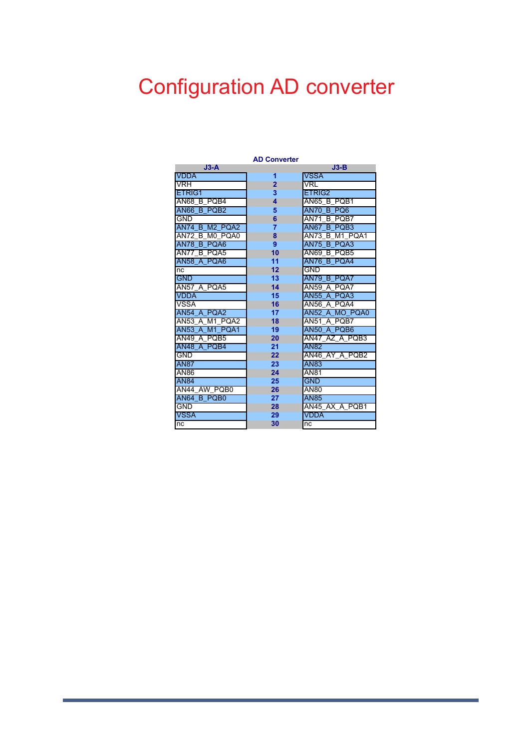# Configuration AD converter

**AD Converter**

| J3-A | | J3-B |
|---|---|---|
| VDDA | 1 | VSSA |
| VRH | 2 | VRL |
| ETRIG1 | 3 | ETRIG2 |
| AN68_B_PQB4 | 4 | AN65_B_PQB1 |
| AN66_B_PQB2 | 5 | AN70_B_PQ6 |
| GND | 6 | AN71_B_PQB7 |
| AN74_B_M2_PQA2 | 7 | AN67_B_PQB3 |
| AN72_B_M0_PQA0 | 8 | AN73_B_M1_PQA1 |
| AN78_B_PQA6 | 9 | AN75_B_PQA3 |
| AN77_B_PQA5 | 10 | AN69_B_PQB5 |
| AN58_A_PQA6 | 11 | AN76_B_PQA4 |
| nc | 12 | GND |
| GND | 13 | AN79_B_PQA7 |
| AN57_A_PQA5 | 14 | AN59_A_PQA7 |
| VDDA | 15 | AN55_A_PQA3 |
| VSSA | 16 | AN56_A_PQA4 |
| AN54_A_PQA2 | 17 | AN52_A_MO_PQA0 |
| AN53_A_M1_PQA2 | 18 | AN51_A_PQB7 |
| AN53_A_M1_PQA1 | 19 | AN50_A_PQB6 |
| AN49_A_PQB5 | 20 | AN47_AZ_A_PQB3 |
| AN48_A_PQB4 | 21 | AN82 |
| GND | 22 | AN46_AY_A_PQB2 |
| AN87 | 23 | AN83 |
| AN86 | 24 | AN81 |
| AN84 | 25 | GND |
| AN44_AW_PQB0 | 26 | AN80 |
| AN64_B_PQB0 | 27 | AN85 |
| GND | 28 | AN45_AX_A_PQB1 |
| VSSA | 29 | VDDA |
| nc | 30 | nc |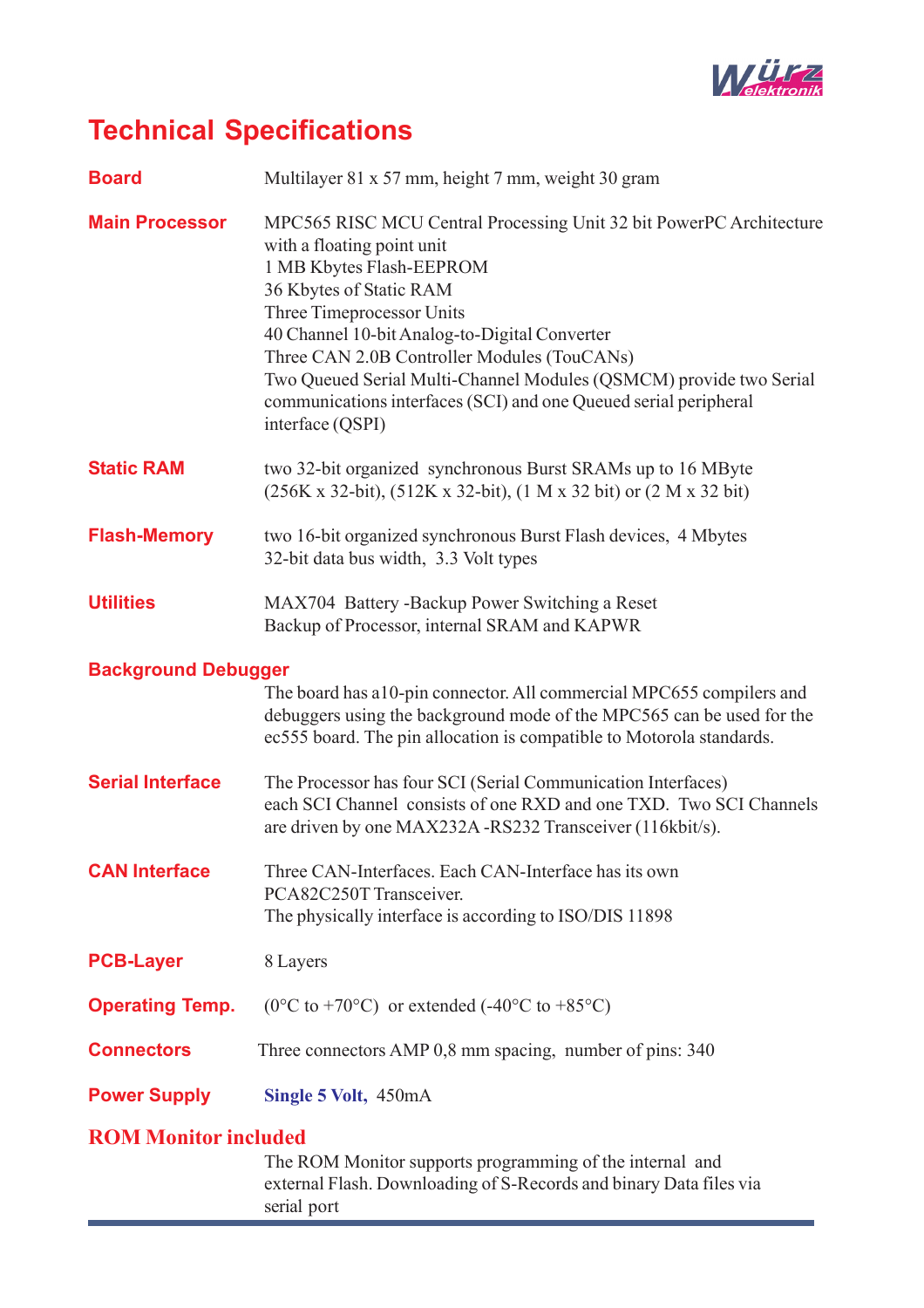# Technical Specifications

**Board**

Multilayer 81 x 57 mm, height 7 mm, weight 30 gram

**Main Processor**

MPC565 RISC MCU Central Processing Unit 32 bit PowerPC Architecture with a floating point unit
1 MB Kbytes Flash-EEPROM
36 Kbytes of Static RAM
Three Timeprocessor Units
40 Channel 10-bit Analog-to-Digital Converter
Three CAN 2.0B Controller Modules (TouCANs)
Two Queued Serial Multi-Channel Modules (QSMCM) provide two Serial communications interfaces (SCI) and one Queued serial peripheral interface (QSPI)

**Static RAM**

two 32-bit organized synchronous Burst SRAMs up to 16 MByte (256K x 32-bit), (512K x 32-bit), (1 M x 32 bit) or (2 M x 32 bit)

**Flash-Memory**

two 16-bit organized synchronous Burst Flash devices, 4 Mbytes
32-bit data bus width, 3.3 Volt types

**Utilities**

MAX704 Battery -Backup Power Switching a Reset
Backup of Processor, internal SRAM and KAPWR

**Background Debugger**

The board has a10-pin connector. All commercial MPC655 compilers and debuggers using the background mode of the MPC565 can be used for the ec555 board. The pin allocation is compatible to Motorola standards.

**Serial Interface**

The Processor has four SCI (Serial Communication Interfaces)
each SCI Channel consists of one RXD and one TXD. Two SCI Channels are driven by one MAX232A -RS232 Transceiver (116kbit/s).

**CAN Interface**

Three CAN-Interfaces. Each CAN-Interface has its own PCA82C250T Transceiver.
The physically interface is according to ISO/DIS 11898

**PCB-Layer**

8 Layers

**Operating Temp.**

(0°C to +70°C) or extended (-40°C to +85°C)

**Connectors**

Three connectors AMP 0,8 mm spacing, number of pins: 340

**Power Supply**

**Single 5 Volt,** 450mA

**ROM Monitor included**

The ROM Monitor supports programming of the internal and external Flash. Downloading of S-Records and binary Data files via serial port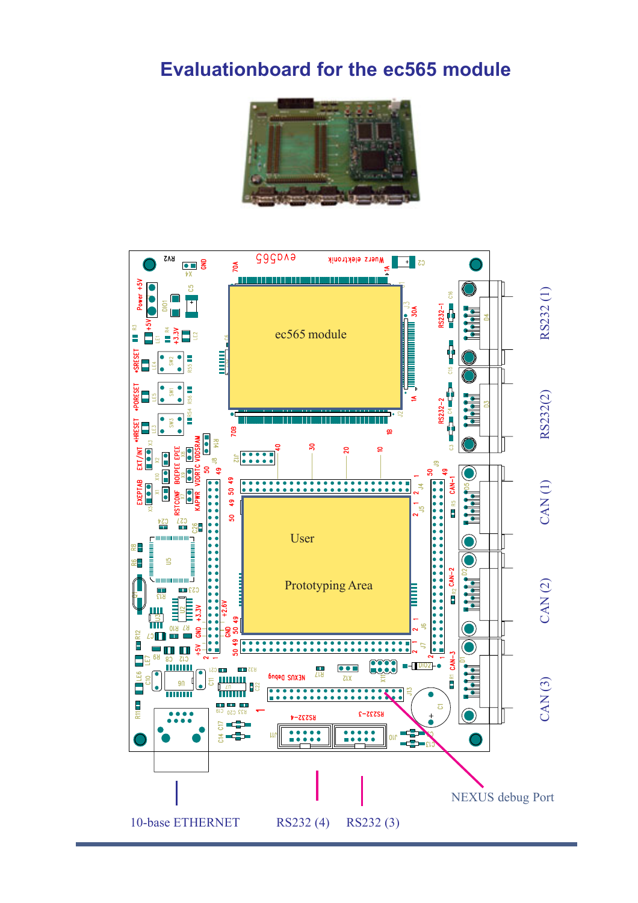# Evaluationboard for the ec565 module

ec565 module

User

Prototyping Area

RS232 (1)

RS232(2)

CAN (1)

CAN (2)

CAN (3)

NEXUS debug Port

10-base ETHERNET

RS232 (4)

RS232 (3)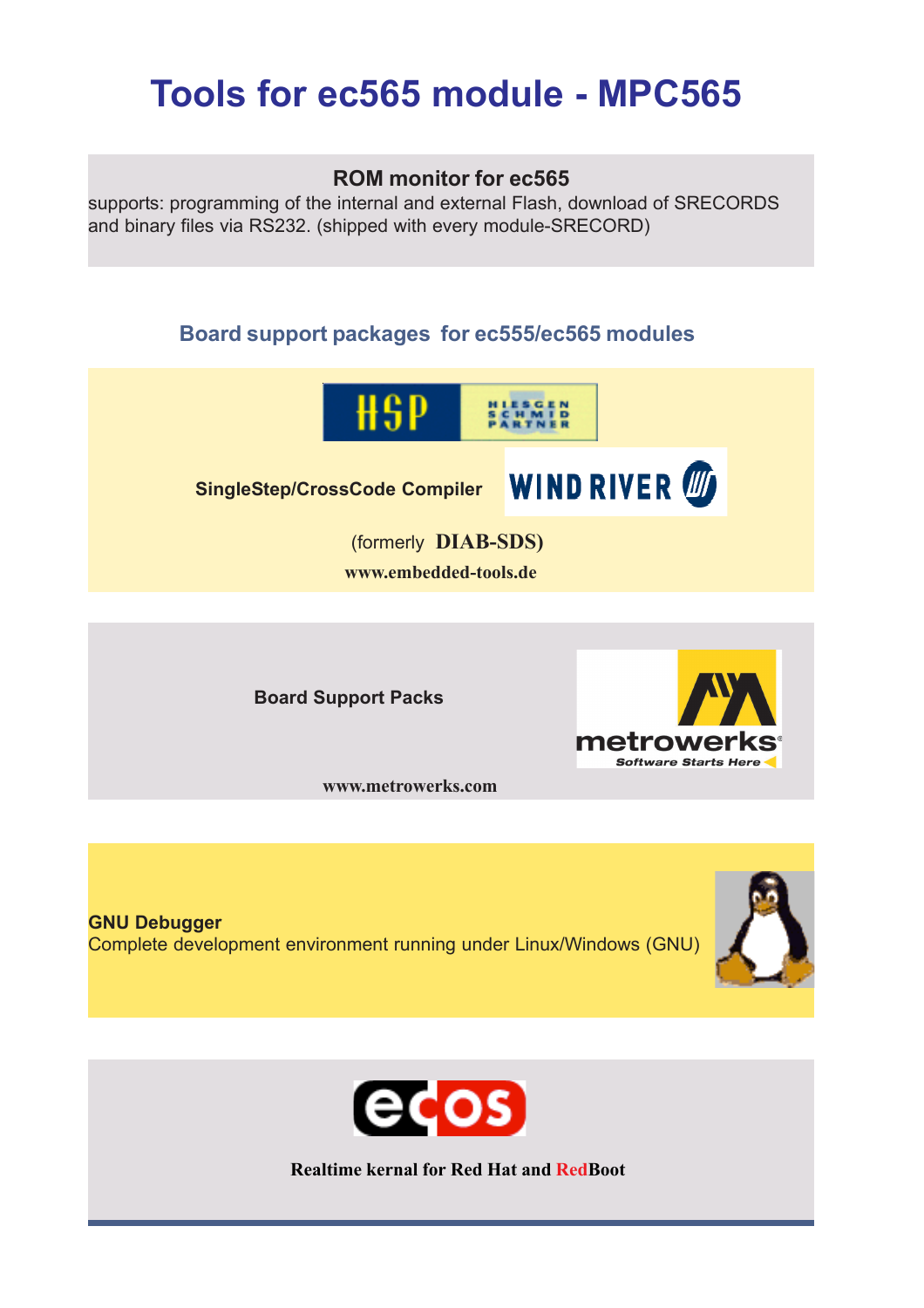# Tools for ec565 module - MPC565

### ROM monitor for ec565

supports: programming of the internal and external Flash, download of SRECORDS and binary files via RS232. (shipped with every module-SRECORD)

## Board support packages for ec555/ec565 modules

HSP HIESGEN SCHMID PARTNER

**SingleStep/CrossCode Compiler** WIND RIVER

(formerly **DIAB-SDS)**

**www.embedded-tools.de**

**Board Support Packs** metrowerks Software Starts Here

**www.metrowerks.com**

**GNU Debugger**
Complete development environment running under Linux/Windows (GNU)

ecos

**Realtime kernal for Red Hat and RedBoot**